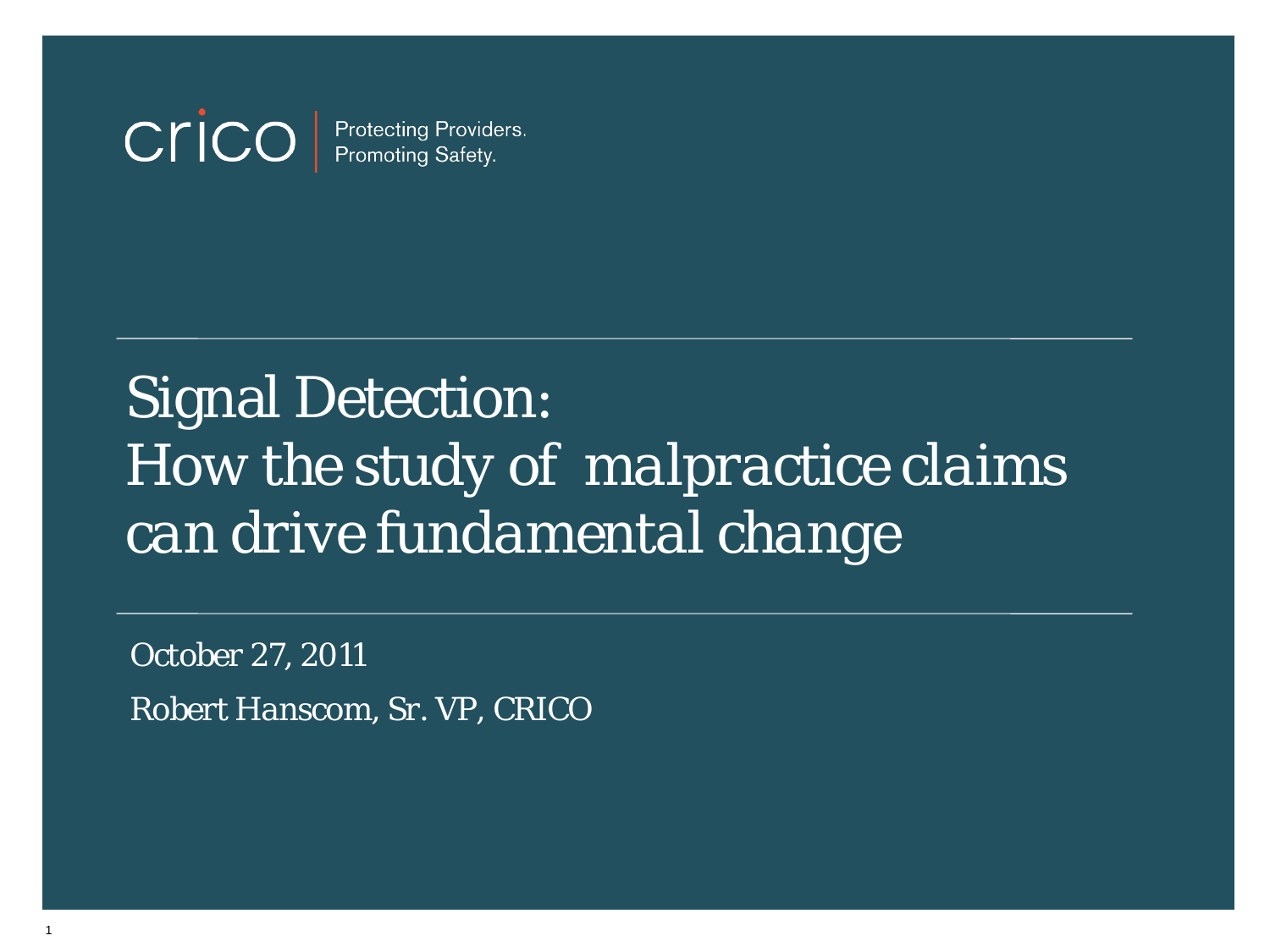crico | Protecting Providers. Promoting Safety.

# Signal Detection: How the study of malpractice claims can drive fundamental change

October 27, 2011

Robert Hanscom, Sr. VP, CRICO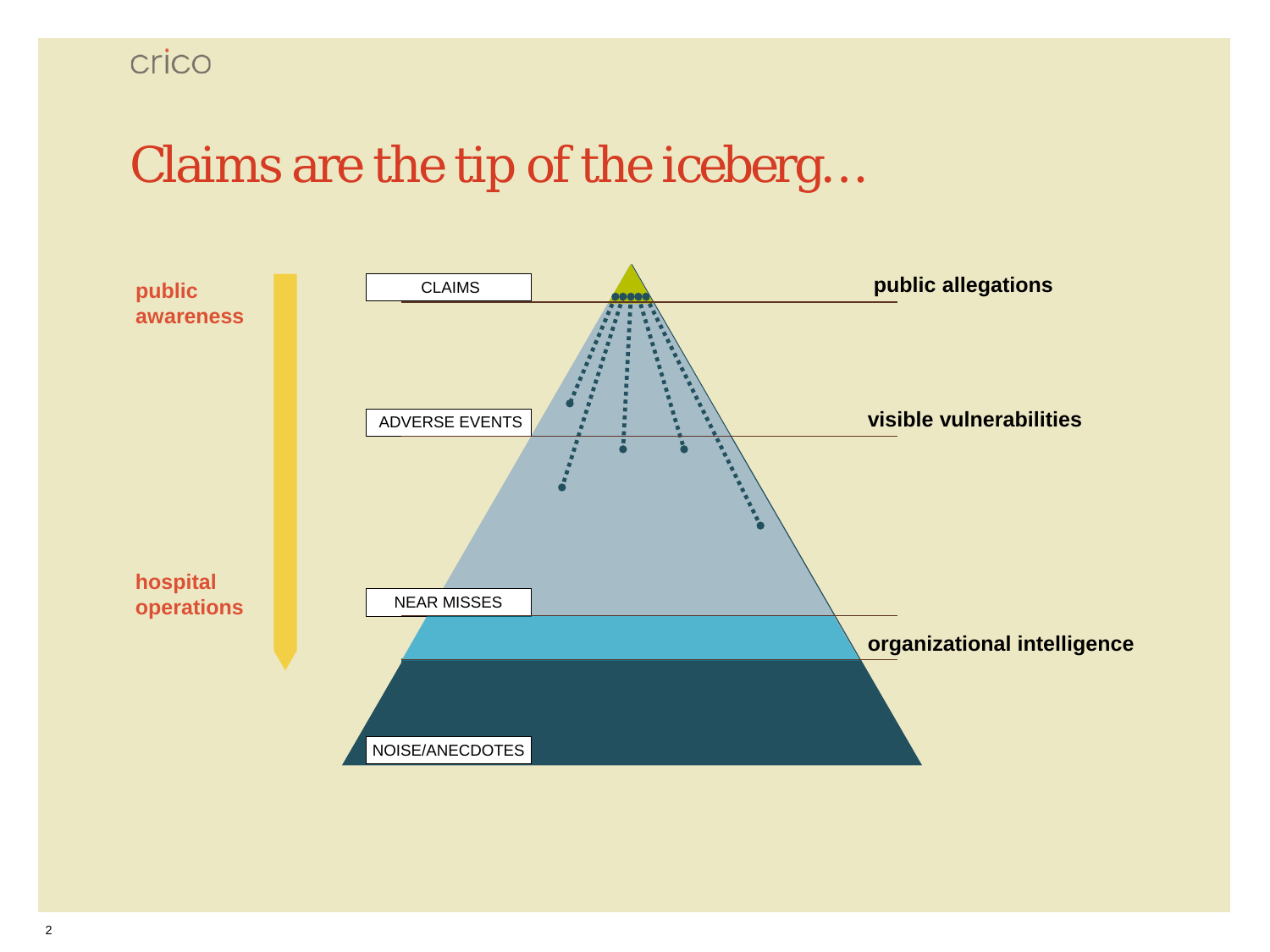# Claims are the tip of the iceberg…

**public awareness**

**hospital operations**

CLAIMS

ADVERSE EVENTS

NEAR MISSES

NOISE/ANECDOTES

**public allegations**

**visible vulnerabilities**

**organizational intelligence**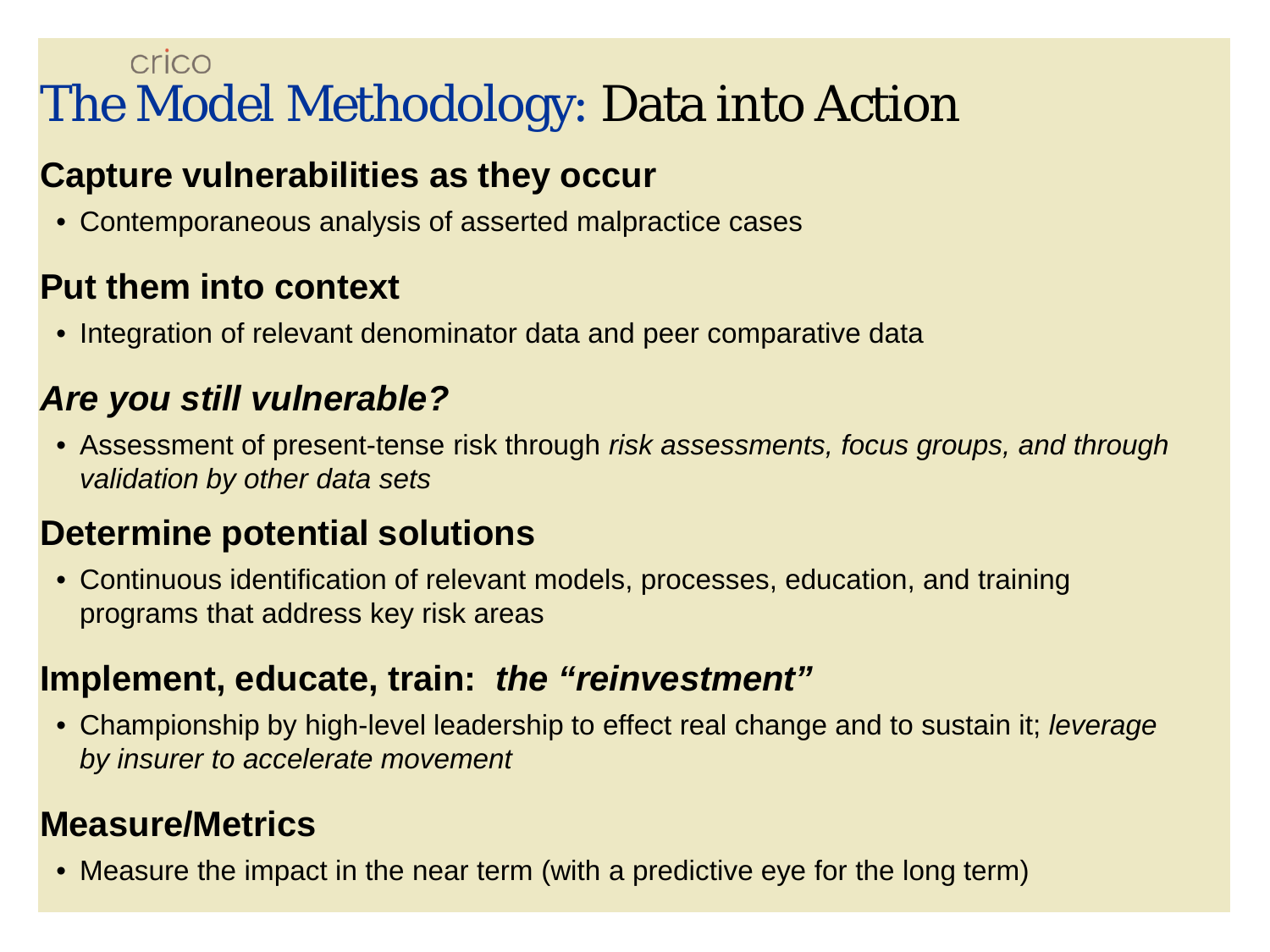crico

# The Model Methodology: Data into Action

## Capture vulnerabilities as they occur

- Contemporaneous analysis of asserted malpractice cases

## Put them into context

- Integration of relevant denominator data and peer comparative data

## *Are you still vulnerable?*

- Assessment of present-tense risk through *risk assessments, focus groups, and through validation by other data sets*

## Determine potential solutions

- Continuous identification of relevant models, processes, education, and training programs that address key risk areas

## Implement, educate, train: *the "reinvestment"*

- Championship by high-level leadership to effect real change and to sustain it; *leverage by insurer to accelerate movement*

## Measure/Metrics

- Measure the impact in the near term (with a predictive eye for the long term)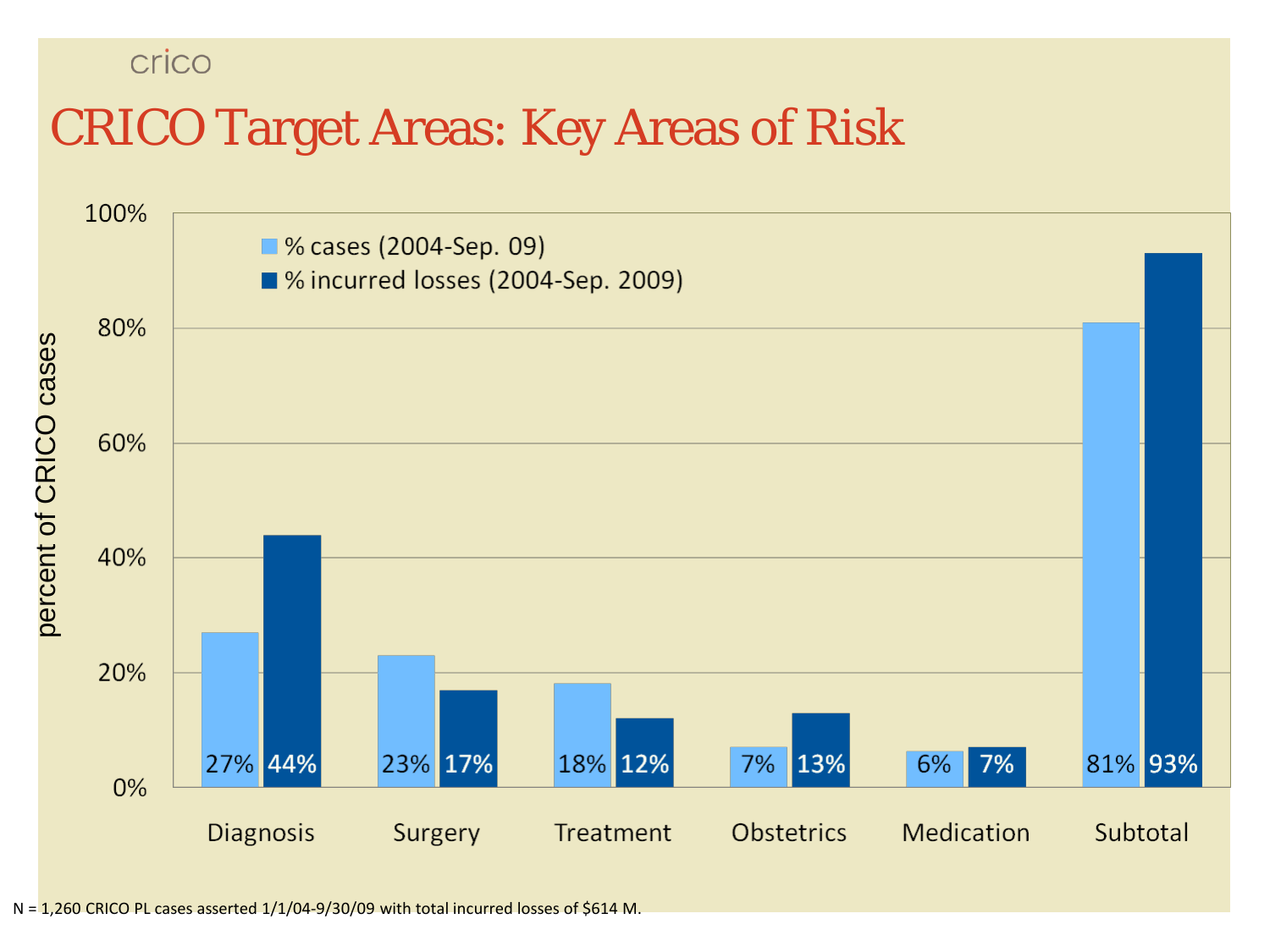crico

# CRICO Target Areas: Key Areas of Risk

| | % cases (2004-Sep. 09) | % incurred losses (2004-Sep. 2009) |
|---|---|---|
| Diagnosis | 27% | 44% |
| Surgery | 23% | 17% |
| Treatment | 18% | 12% |
| Obstetrics | 7% | 13% |
| Medication | 6% | 7% |
| Subtotal | 81% | 93% |

percent of CRICO cases

N = 1,260 CRICO PL cases asserted 1/1/04-9/30/09 with total incurred losses of $614 M.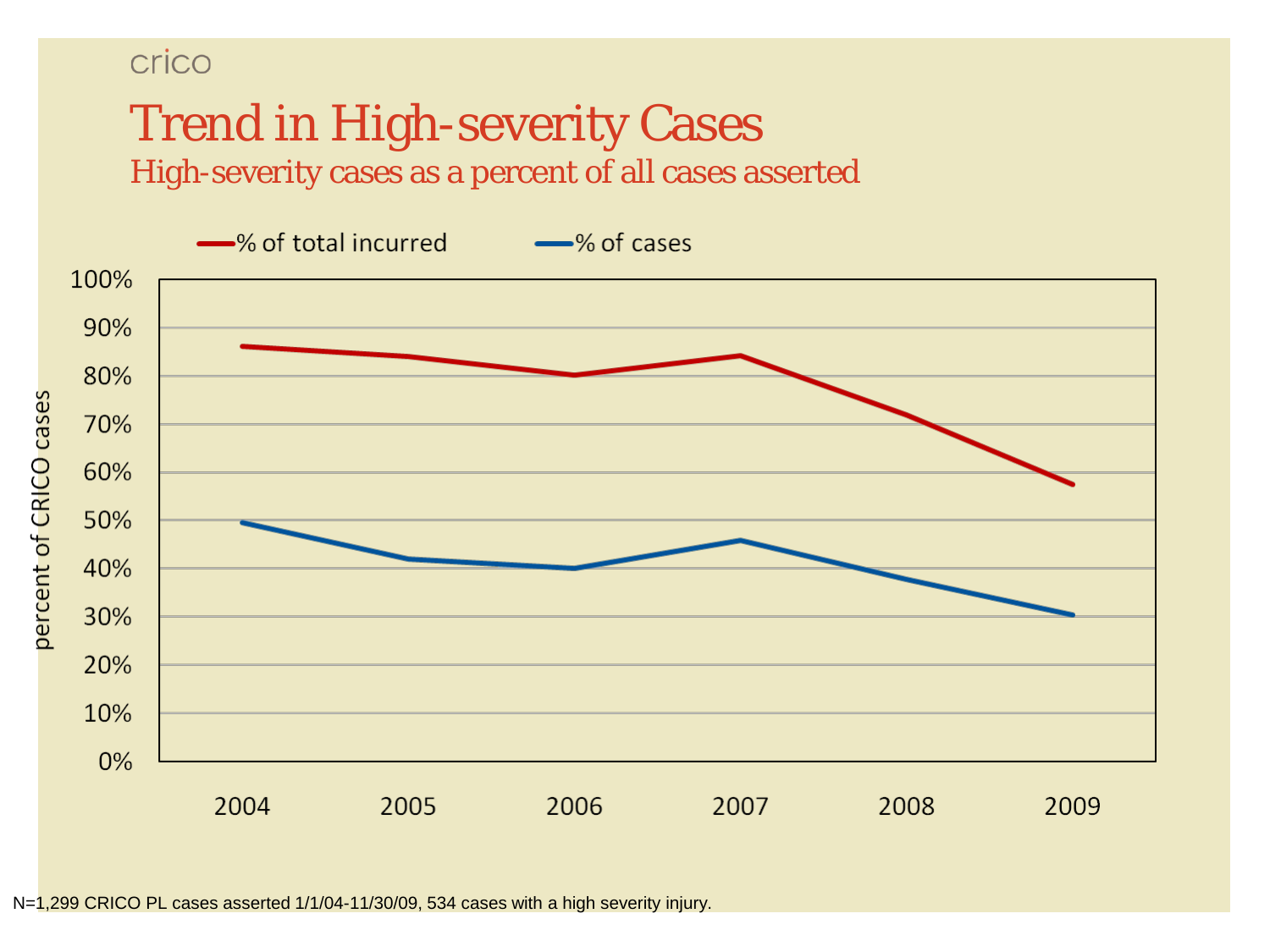crico

# Trend in High-severity Cases

## High-severity cases as a percent of all cases asserted

—% of total incurred —% of cases

100%
90%
80%
70%
60%
50%
40%
30%
20%
10%
0%

percent of CRICO cases

2004 2005 2006 2007 2008 2009

N=1,299 CRICO PL cases asserted 1/1/04-11/30/09, 534 cases with a high severity injury.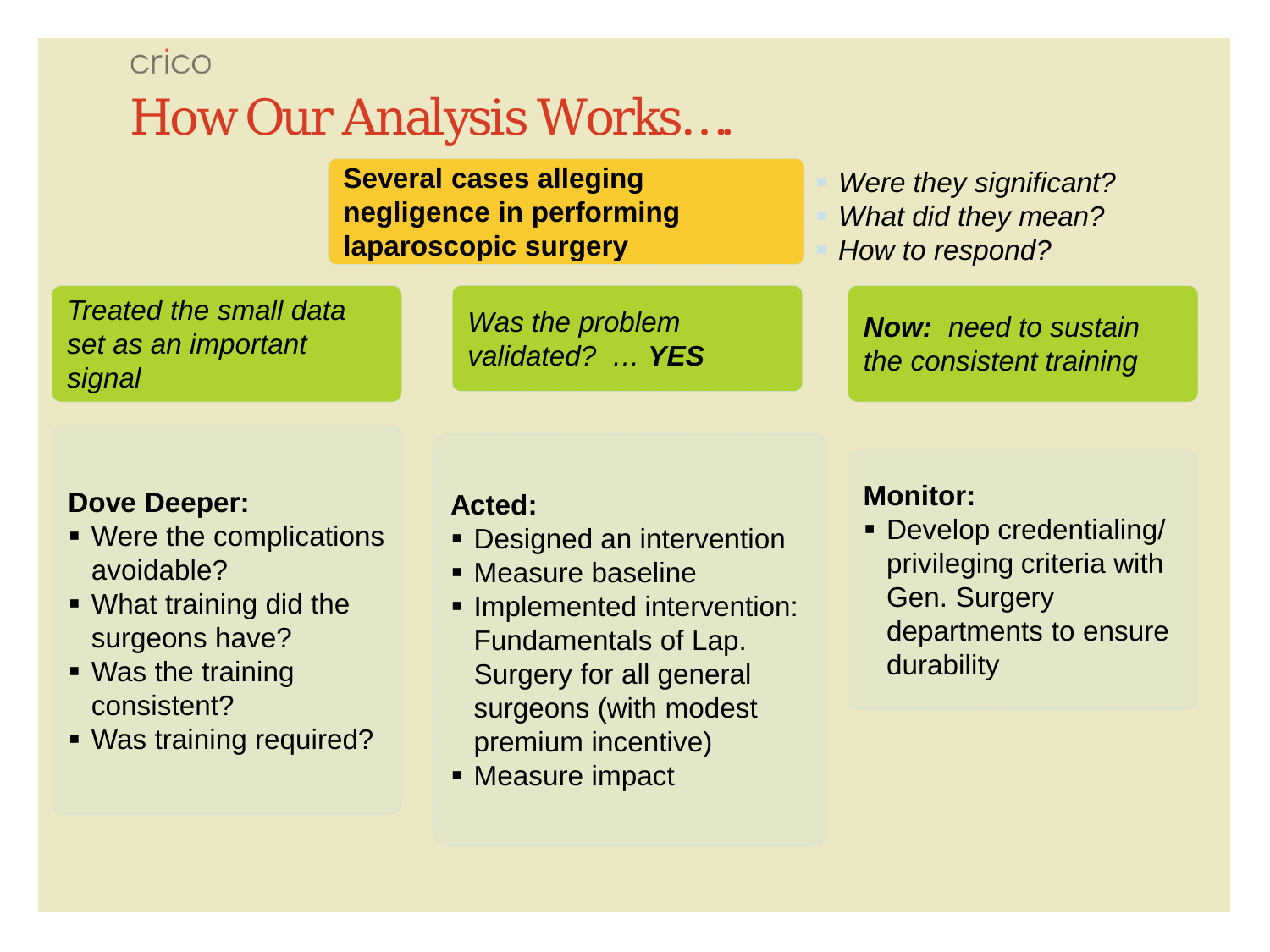crico

# How Our Analysis Works….

**Several cases alleging negligence in performing laparoscopic surgery**

- *Were they significant?*
- *What did they mean?*
- *How to respond?*

*Treated the small data set as an important signal*

**Dove Deeper:**

- Were the complications avoidable?
- What training did the surgeons have?
- Was the training consistent?
- Was training required?

*Was the problem validated? … **YES***

**Acted:**

- Designed an intervention
- Measure baseline
- Implemented intervention: Fundamentals of Lap. Surgery for all general surgeons (with modest premium incentive)
- Measure impact

***Now:** need to sustain the consistent training*

**Monitor:**

- Develop credentialing/ privileging criteria with Gen. Surgery departments to ensure durability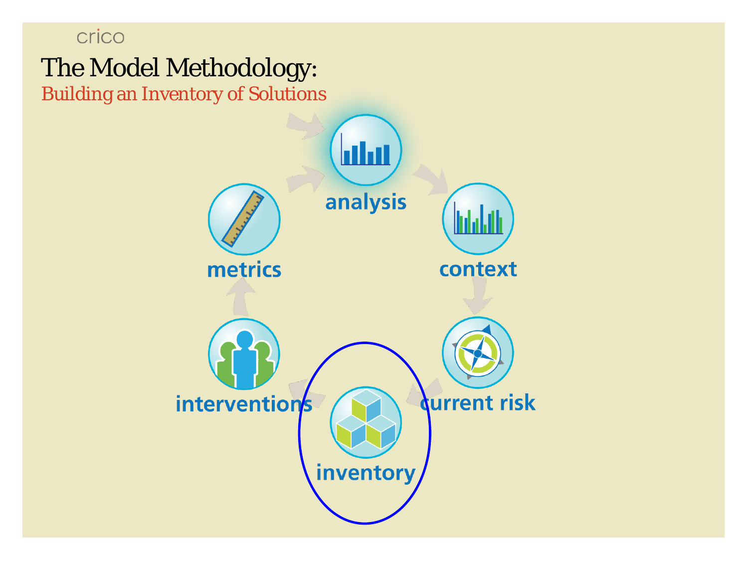crico

# The Model Methodology:

## Building an Inventory of Solutions

- analysis
- context
- current risk
- inventory
- interventions
- metrics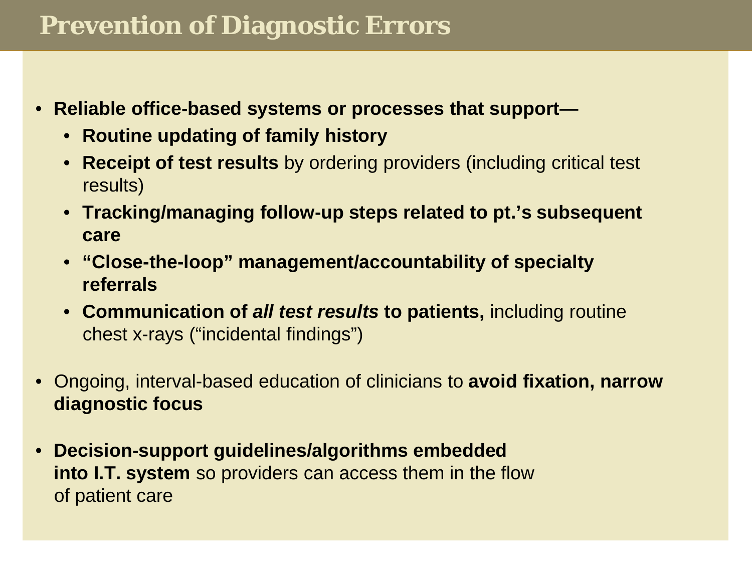# Prevention of Diagnostic Errors

- **Reliable office-based systems or processes that support—**
  - **Routine updating of family history**
  - **Receipt of test results** by ordering providers (including critical test results)
  - **Tracking/managing follow-up steps related to pt.'s subsequent care**
  - **"Close-the-loop" management/accountability of specialty referrals**
  - **Communication of *all test results* to patients,** including routine chest x-rays ("incidental findings")
- Ongoing, interval-based education of clinicians to **avoid fixation, narrow diagnostic focus**
- **Decision-support guidelines/algorithms embedded into I.T. system** so providers can access them in the flow of patient care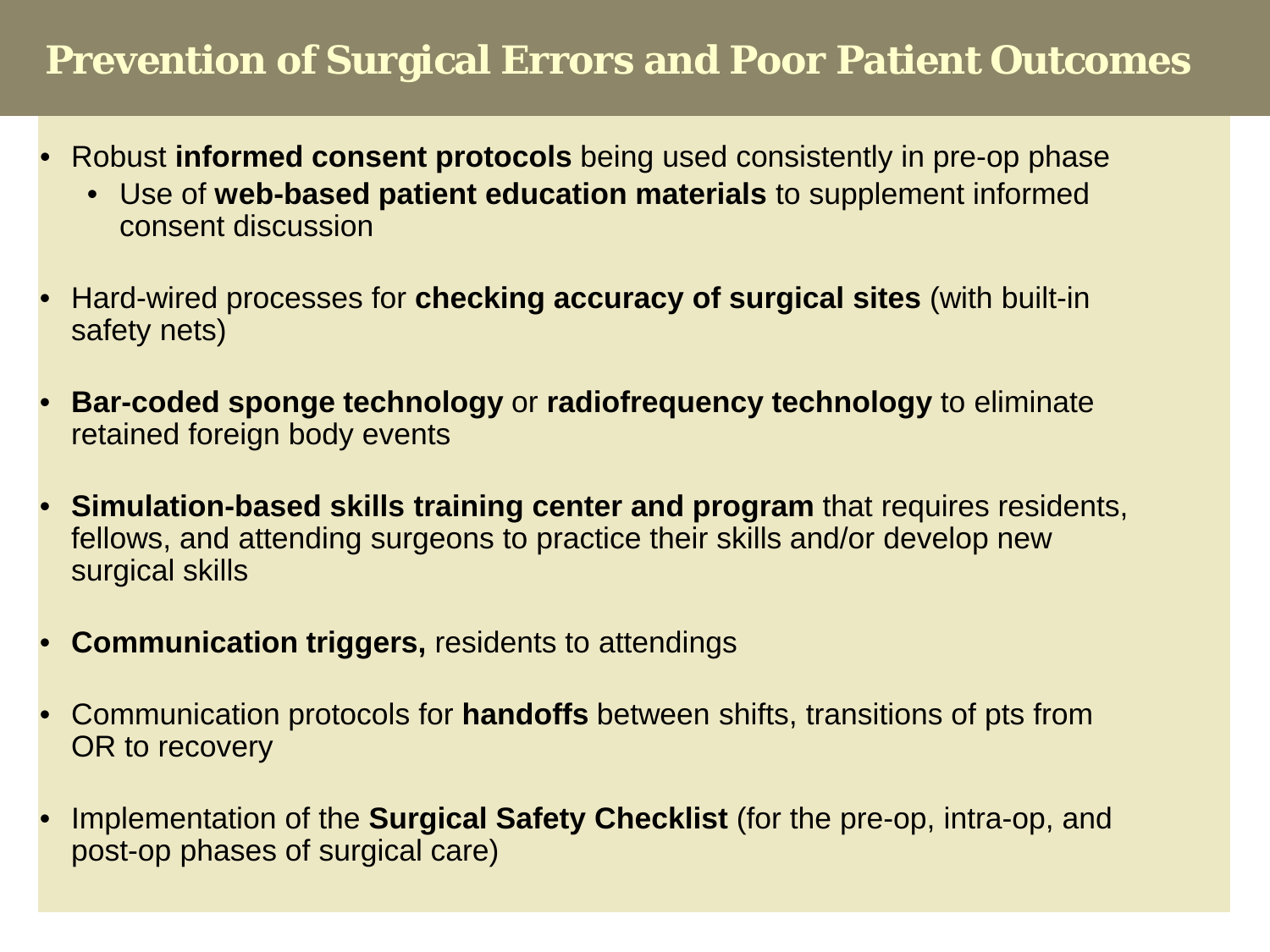# Prevention of Surgical Errors and Poor Patient Outcomes

- Robust **informed consent protocols** being used consistently in pre-op phase
  - Use of **web-based patient education materials** to supplement informed consent discussion
- Hard-wired processes for **checking accuracy of surgical sites** (with built-in safety nets)
- **Bar-coded sponge technology** or **radiofrequency technology** to eliminate retained foreign body events
- **Simulation-based skills training center and program** that requires residents, fellows, and attending surgeons to practice their skills and/or develop new surgical skills
- **Communication triggers,** residents to attendings
- Communication protocols for **handoffs** between shifts, transitions of pts from OR to recovery
- Implementation of the **Surgical Safety Checklist** (for the pre-op, intra-op, and post-op phases of surgical care)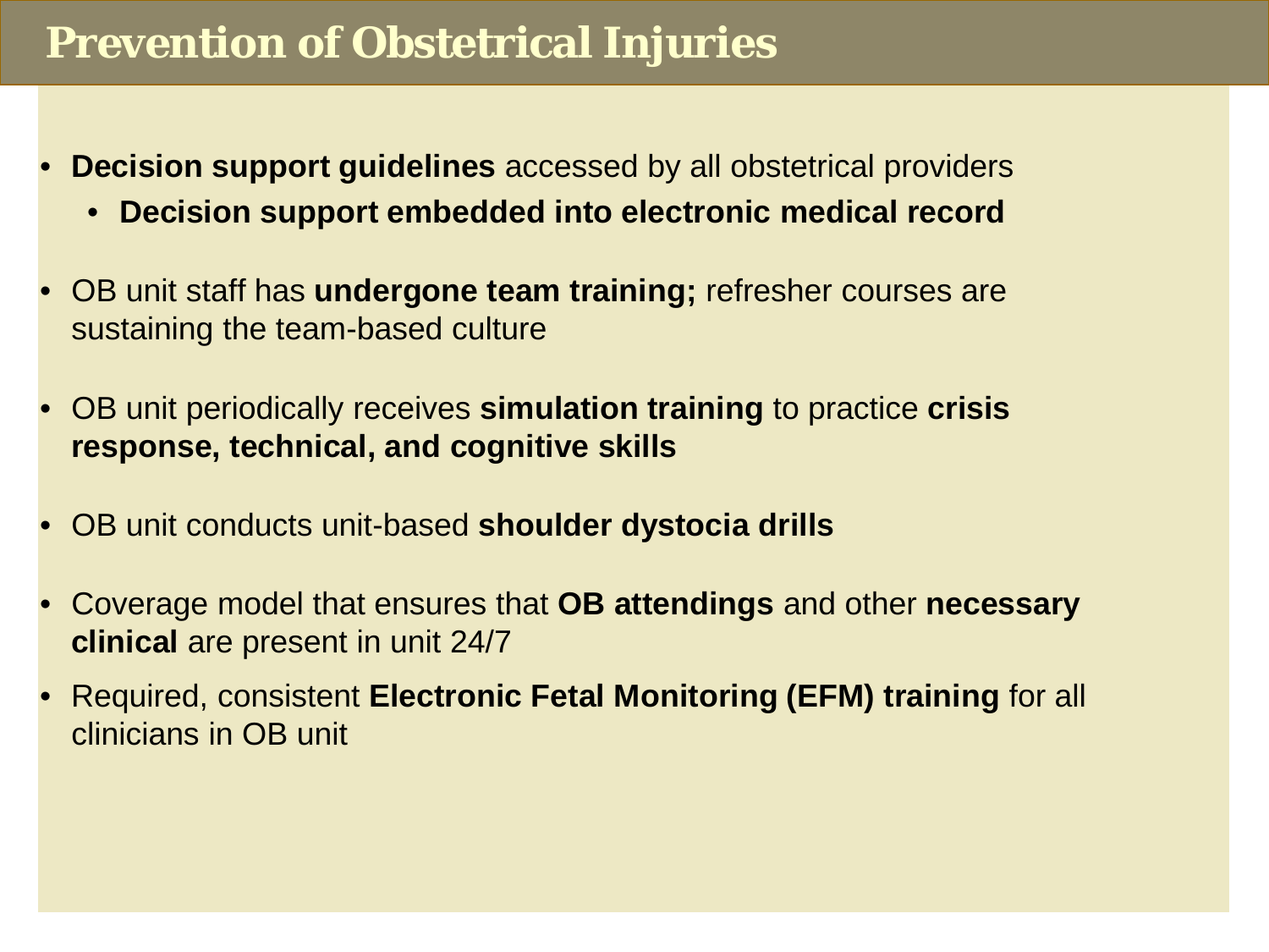# Prevention of Obstetrical Injuries

- **Decision support guidelines** accessed by all obstetrical providers
  - **Decision support embedded into electronic medical record**
- OB unit staff has **undergone team training;** refresher courses are sustaining the team-based culture
- OB unit periodically receives **simulation training** to practice **crisis response, technical, and cognitive skills**
- OB unit conducts unit-based **shoulder dystocia drills**
- Coverage model that ensures that **OB attendings** and other **necessary clinical** are present in unit 24/7
- Required, consistent **Electronic Fetal Monitoring (EFM) training** for all clinicians in OB unit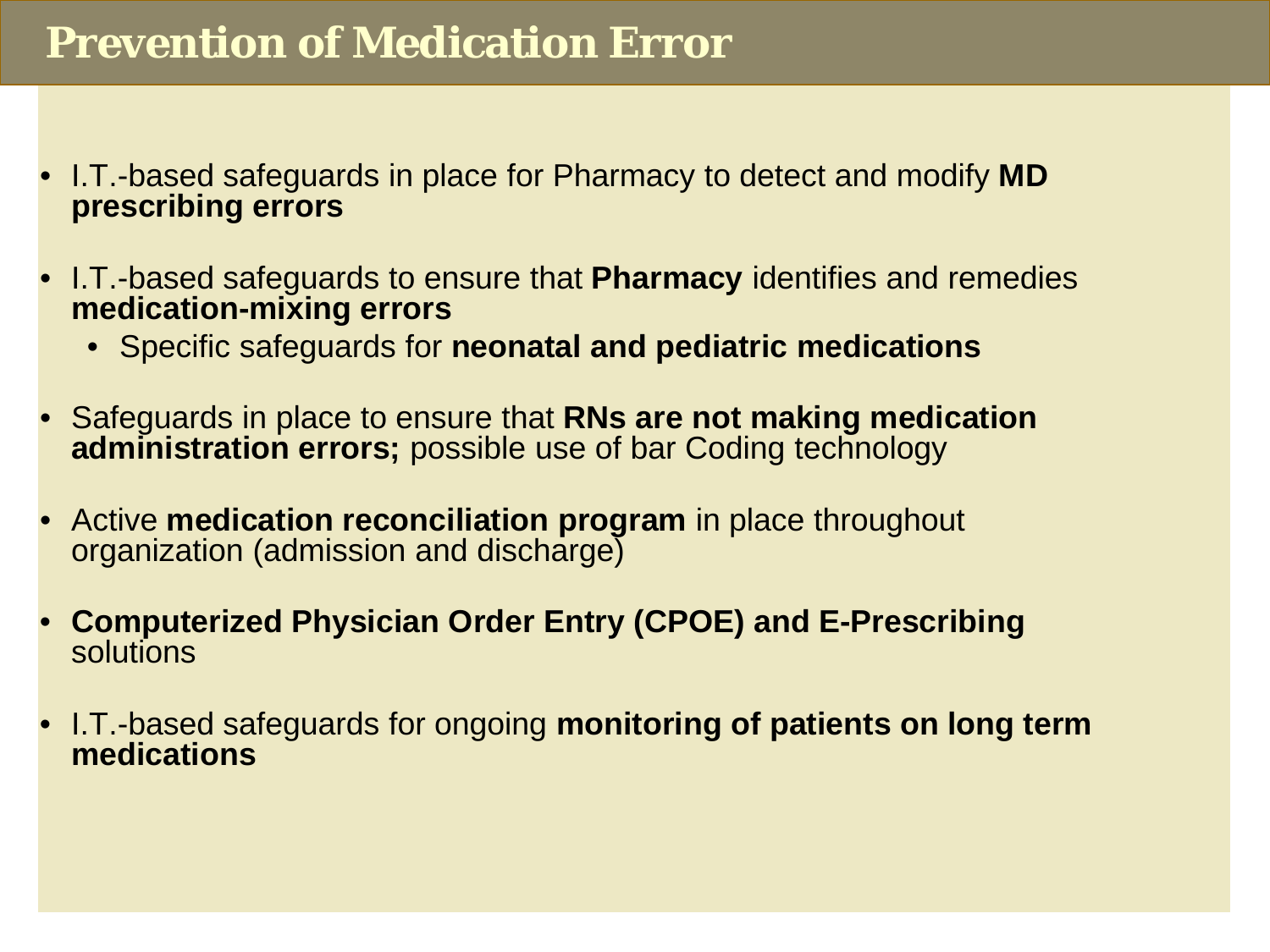# Prevention of Medication Error

- I.T.-based safeguards in place for Pharmacy to detect and modify **MD prescribing errors**
- I.T.-based safeguards to ensure that **Pharmacy** identifies and remedies **medication-mixing errors**
  - Specific safeguards for **neonatal and pediatric medications**
- Safeguards in place to ensure that **RNs are not making medication administration errors;** possible use of bar Coding technology
- Active **medication reconciliation program** in place throughout organization (admission and discharge)
- **Computerized Physician Order Entry (CPOE) and E-Prescribing** solutions
- I.T.-based safeguards for ongoing **monitoring of patients on long term medications**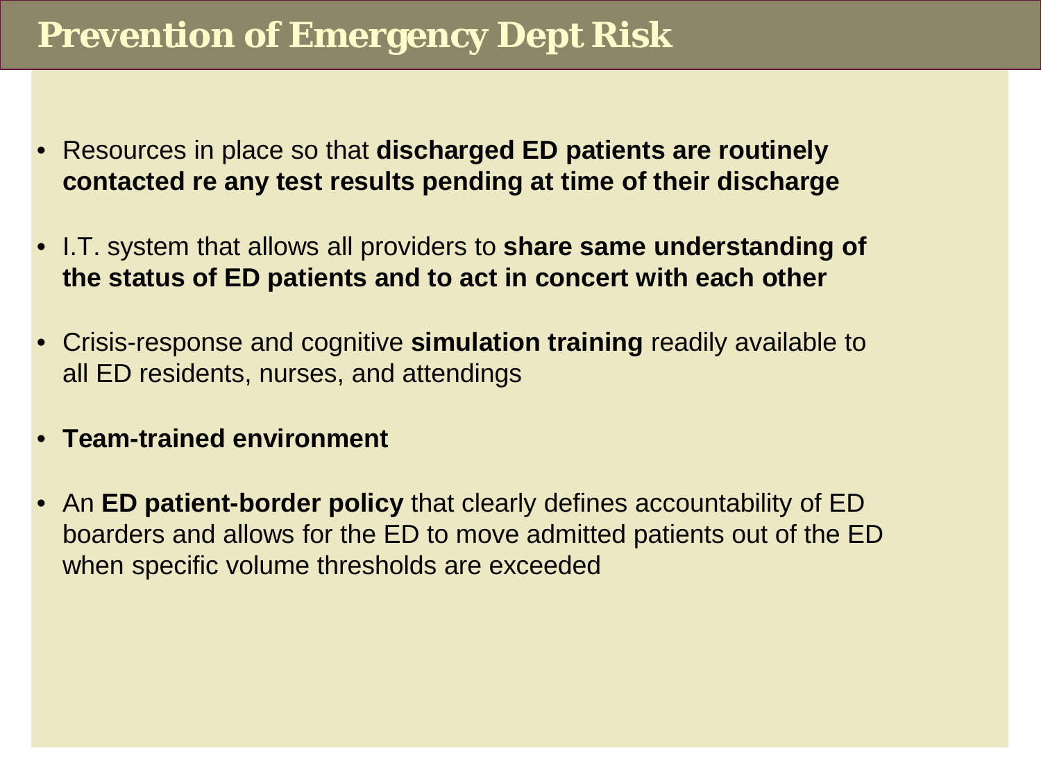# Prevention of Emergency Dept Risk

- Resources in place so that **discharged ED patients are routinely contacted re any test results pending at time of their discharge**
- I.T. system that allows all providers to **share same understanding of the status of ED patients and to act in concert with each other**
- Crisis-response and cognitive **simulation training** readily available to all ED residents, nurses, and attendings
- **Team-trained environment**
- An **ED patient-border policy** that clearly defines accountability of ED boarders and allows for the ED to move admitted patients out of the ED when specific volume thresholds are exceeded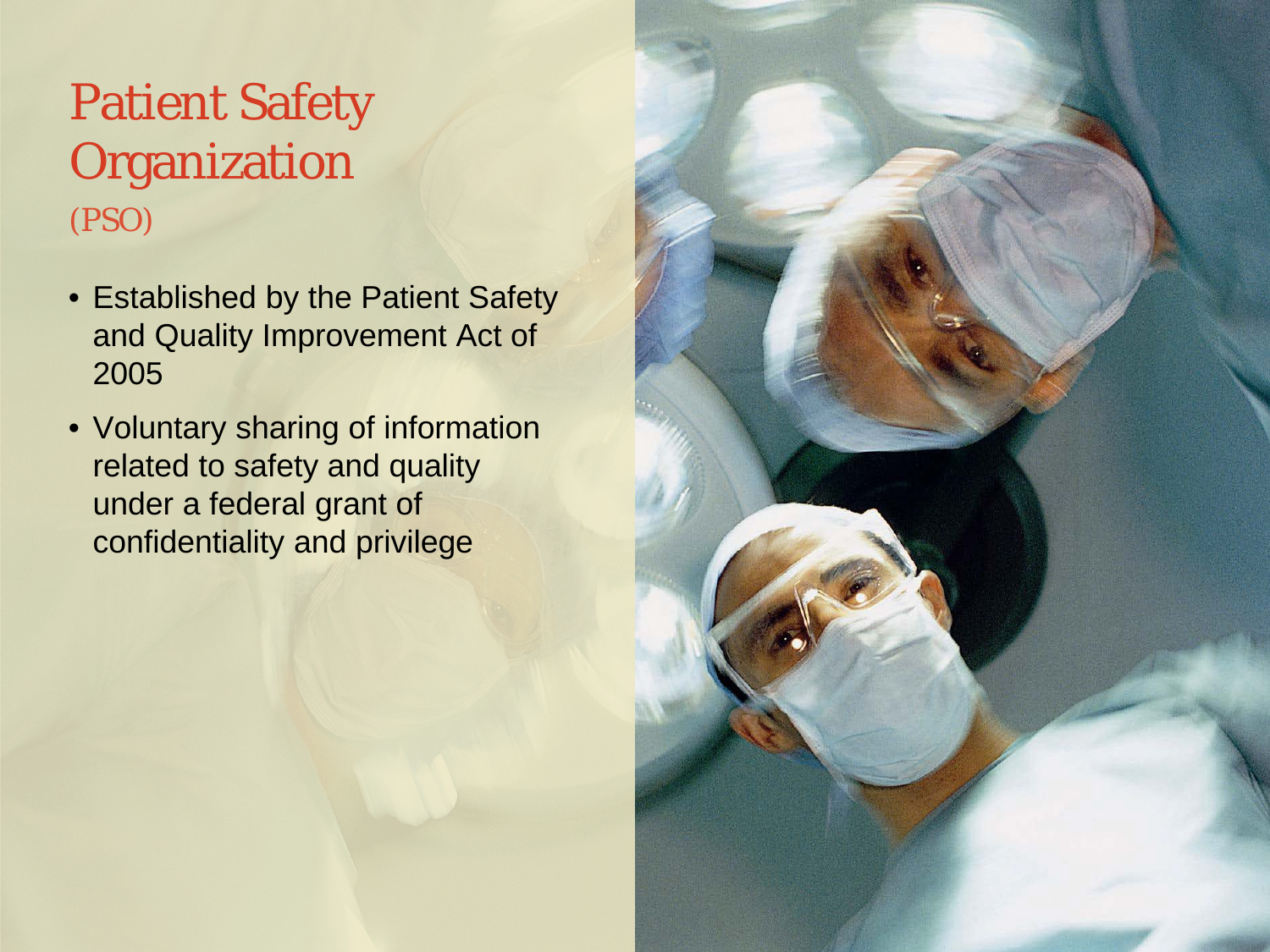# Patient Safety Organization
## (PSO)

- Established by the Patient Safety and Quality Improvement Act of 2005
- Voluntary sharing of information related to safety and quality under a federal grant of confidentiality and privilege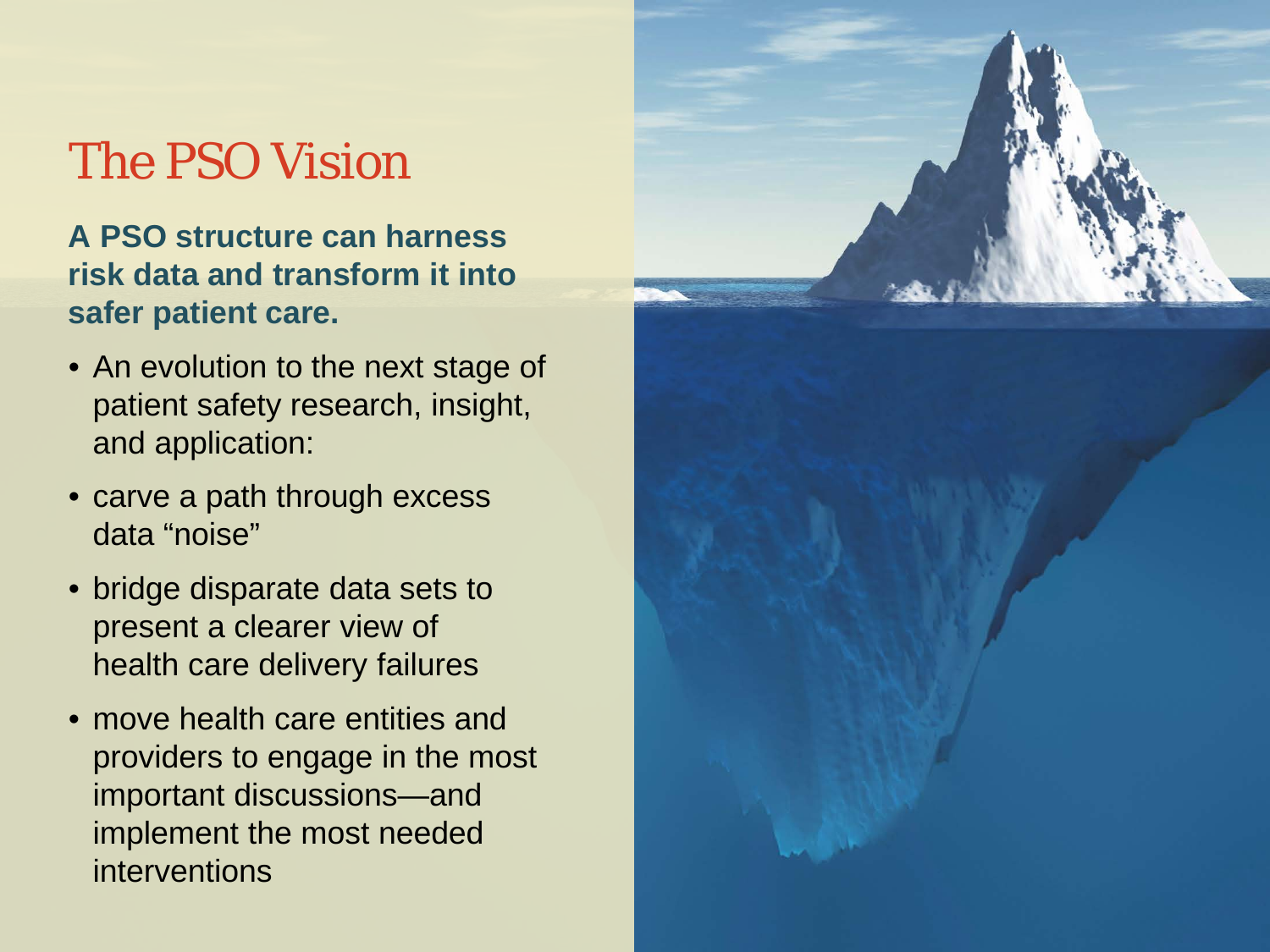# The PSO Vision

**A PSO structure can harness risk data and transform it into safer patient care.**

- An evolution to the next stage of patient safety research, insight, and application:
- carve a path through excess data "noise"
- bridge disparate data sets to present a clearer view of health care delivery failures
- move health care entities and providers to engage in the most important discussions—and implement the most needed interventions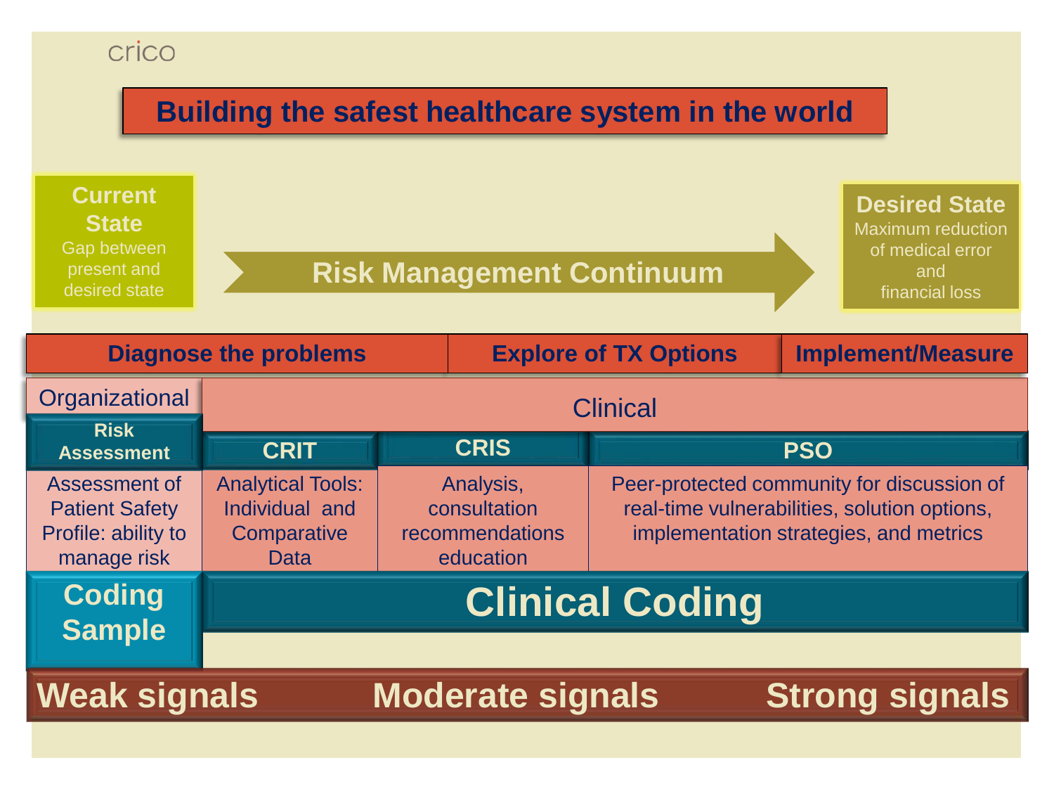crico

# Building the safest healthcare system in the world

**Current State**
Gap between present and desired state

**Risk Management Continuum**

**Desired State**
Maximum reduction of medical error and financial loss

| Diagnose the problems | | Explore of TX Options | Implement/Measure |
|---|---|---|---|
| Organizational | Clinical | | |
| Risk Assessment | CRIT | CRIS | PSO |
| Assessment of Patient Safety Profile: ability to manage risk | Analytical Tools: Individual and Comparative Data | Analysis, consultation recommendations education | Peer-protected community for discussion of real-time vulnerabilities, solution options, implementation strategies, and metrics |
| Coding Sample | Clinical Coding | | |

**Weak signals** **Moderate signals** **Strong signals**